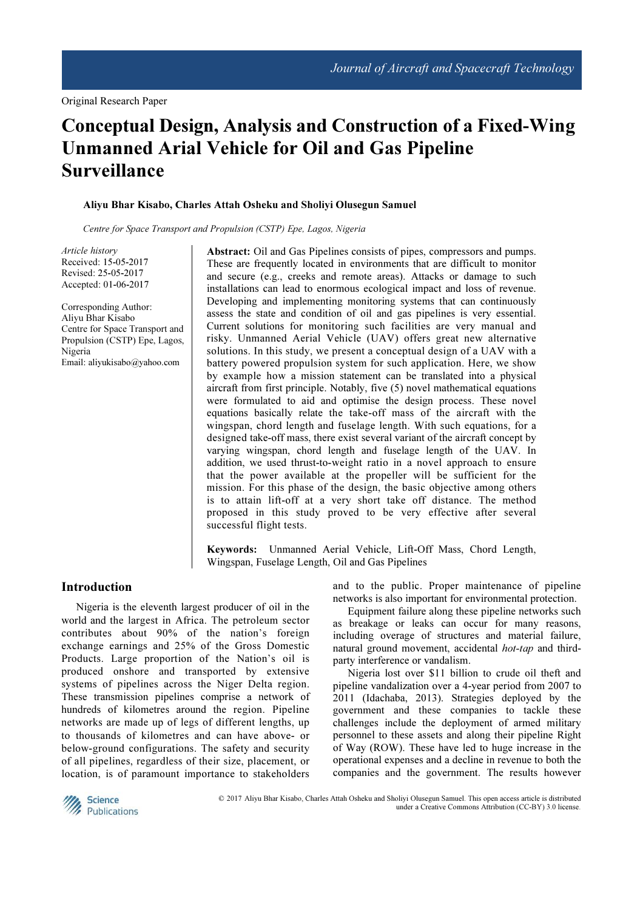Original Research Paper

# Conceptual Design, Analysis and Construction of a Fixed-Wing Unmanned Arial Vehicle for Oil and Gas Pipeline Surveillance

**Aliyu Bhar Kisabo, Charles Attah Osheku and Sholiyi Olusegun Samuel**

*Centre for Space Transport and Propulsion (CSTP) Epe, Lagos, Nigeria*

*Article history*
Received: 15-05-2017
Revised: 25-05-2017
Accepted: 01-06-2017

Corresponding Author:
Aliyu Bhar Kisabo
Centre for Space Transport and Propulsion (CSTP) Epe, Lagos, Nigeria
Email: aliyukisabo@yahoo.com

**Abstract:** Oil and Gas Pipelines consists of pipes, compressors and pumps. These are frequently located in environments that are difficult to monitor and secure (e.g., creeks and remote areas). Attacks or damage to such installations can lead to enormous ecological impact and loss of revenue. Developing and implementing monitoring systems that can continuously assess the state and condition of oil and gas pipelines is very essential. Current solutions for monitoring such facilities are very manual and risky. Unmanned Aerial Vehicle (UAV) offers great new alternative solutions. In this study, we present a conceptual design of a UAV with a battery powered propulsion system for such application. Here, we show by example how a mission statement can be translated into a physical aircraft from first principle. Notably, five (5) novel mathematical equations were formulated to aid and optimise the design process. These novel equations basically relate the take-off mass of the aircraft with the wingspan, chord length and fuselage length. With such equations, for a designed take-off mass, there exist several variant of the aircraft concept by varying wingspan, chord length and fuselage length of the UAV. In addition, we used thrust-to-weight ratio in a novel approach to ensure that the power available at the propeller will be sufficient for the mission. For this phase of the design, the basic objective among others is to attain lift-off at a very short take off distance. The method proposed in this study proved to be very effective after several successful flight tests.

**Keywords:** Unmanned Aerial Vehicle, Lift-Off Mass, Chord Length, Wingspan, Fuselage Length, Oil and Gas Pipelines

## Introduction

Nigeria is the eleventh largest producer of oil in the world and the largest in Africa. The petroleum sector contributes about 90% of the nation's foreign exchange earnings and 25% of the Gross Domestic Products. Large proportion of the Nation's oil is produced onshore and transported by extensive systems of pipelines across the Niger Delta region. These transmission pipelines comprise a network of hundreds of kilometres around the region. Pipeline networks are made up of legs of different lengths, up to thousands of kilometres and can have above- or below-ground configurations. The safety and security of all pipelines, regardless of their size, placement, or location, is of paramount importance to stakeholders and to the public. Proper maintenance of pipeline networks is also important for environmental protection.

Equipment failure along these pipeline networks such as breakage or leaks can occur for many reasons, including overage of structures and material failure, natural ground movement, accidental *hot-tap* and third-party interference or vandalism.

Nigeria lost over $11 billion to crude oil theft and pipeline vandalization over a 4-year period from 2007 to 2011 (Idachaba, 2013). Strategies deployed by the government and these companies to tackle these challenges include the deployment of armed military personnel to these assets and along their pipeline Right of Way (ROW). These have led to huge increase in the operational expenses and a decline in revenue to both the companies and the government. The results however

© 2017 Aliyu Bhar Kisabo, Charles Attah Osheku and Sholiyi Olusegun Samuel. This open access article is distributed under a Creative Commons Attribution (CC-BY) 3.0 license.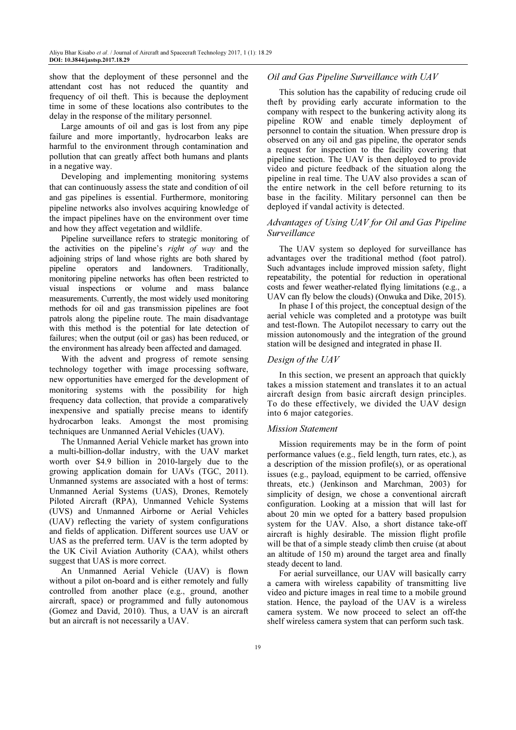show that the deployment of these personnel and the attendant cost has not reduced the quantity and frequency of oil theft. This is because the deployment time in some of these locations also contributes to the delay in the response of the military personnel.

Large amounts of oil and gas is lost from any pipe failure and more importantly, hydrocarbon leaks are harmful to the environment through contamination and pollution that can greatly affect both humans and plants in a negative way.

Developing and implementing monitoring systems that can continuously assess the state and condition of oil and gas pipelines is essential. Furthermore, monitoring pipeline networks also involves acquiring knowledge of the impact pipelines have on the environment over time and how they affect vegetation and wildlife.

Pipeline surveillance refers to strategic monitoring of the activities on the pipeline's *right of way* and the adjoining strips of land whose rights are both shared by pipeline operators and landowners. Traditionally, monitoring pipeline networks has often been restricted to visual inspections or volume and mass balance measurements. Currently, the most widely used monitoring methods for oil and gas transmission pipelines are foot patrols along the pipeline route. The main disadvantage with this method is the potential for late detection of failures; when the output (oil or gas) has been reduced, or the environment has already been affected and damaged.

With the advent and progress of remote sensing technology together with image processing software, new opportunities have emerged for the development of monitoring systems with the possibility for high frequency data collection, that provide a comparatively inexpensive and spatially precise means to identify hydrocarbon leaks. Amongst the most promising techniques are Unmanned Aerial Vehicles (UAV).

The Unmanned Aerial Vehicle market has grown into a multi-billion-dollar industry, with the UAV market worth over $4.9 billion in 2010-largely due to the growing application domain for UAVs (TGC, 2011). Unmanned systems are associated with a host of terms: Unmanned Aerial Systems (UAS), Drones, Remotely Piloted Aircraft (RPA), Unmanned Vehicle Systems (UVS) and Unmanned Airborne or Aerial Vehicles (UAV) reflecting the variety of system configurations and fields of application. Different sources use UAV or UAS as the preferred term. UAV is the term adopted by the UK Civil Aviation Authority (CAA), whilst others suggest that UAS is more correct.

An Unmanned Aerial Vehicle (UAV) is flown without a pilot on-board and is either remotely and fully controlled from another place (e.g., ground, another aircraft, space) or programmed and fully autonomous (Gomez and David, 2010). Thus, a UAV is an aircraft but an aircraft is not necessarily a UAV.

## *Oil and Gas Pipeline Surveillance with UAV*

This solution has the capability of reducing crude oil theft by providing early accurate information to the company with respect to the bunkering activity along its pipeline ROW and enable timely deployment of personnel to contain the situation. When pressure drop is observed on any oil and gas pipeline, the operator sends a request for inspection to the facility covering that pipeline section. The UAV is then deployed to provide video and picture feedback of the situation along the pipeline in real time. The UAV also provides a scan of the entire network in the cell before returning to its base in the facility. Military personnel can then be deployed if vandal activity is detected.

## *Advantages of Using UAV for Oil and Gas Pipeline Surveillance*

The UAV system so deployed for surveillance has advantages over the traditional method (foot patrol). Such advantages include improved mission safety, flight repeatability, the potential for reduction in operational costs and fewer weather-related flying limitations (e.g., a UAV can fly below the clouds) (Onwuka and Dike, 2015).

In phase I of this project, the conceptual design of the aerial vehicle was completed and a prototype was built and test-flown. The Autopilot necessary to carry out the mission autonomously and the integration of the ground station will be designed and integrated in phase II.

## *Design of the UAV*

In this section, we present an approach that quickly takes a mission statement and translates it to an actual aircraft design from basic aircraft design principles. To do these effectively, we divided the UAV design into 6 major categories.

## *Mission Statement*

Mission requirements may be in the form of point performance values (e.g., field length, turn rates, etc.), as a description of the mission profile(s), or as operational issues (e.g., payload, equipment to be carried, offensive threats, etc.) (Jenkinson and Marchman, 2003) for simplicity of design, we chose a conventional aircraft configuration. Looking at a mission that will last for about 20 min we opted for a battery based propulsion system for the UAV. Also, a short distance take-off aircraft is highly desirable. The mission flight profile will be that of a simple steady climb then cruise (at about an altitude of 150 m) around the target area and finally steady decent to land.

For aerial surveillance, our UAV will basically carry a camera with wireless capability of transmitting live video and picture images in real time to a mobile ground station. Hence, the payload of the UAV is a wireless camera system. We now proceed to select an off-the shelf wireless camera system that can perform such task.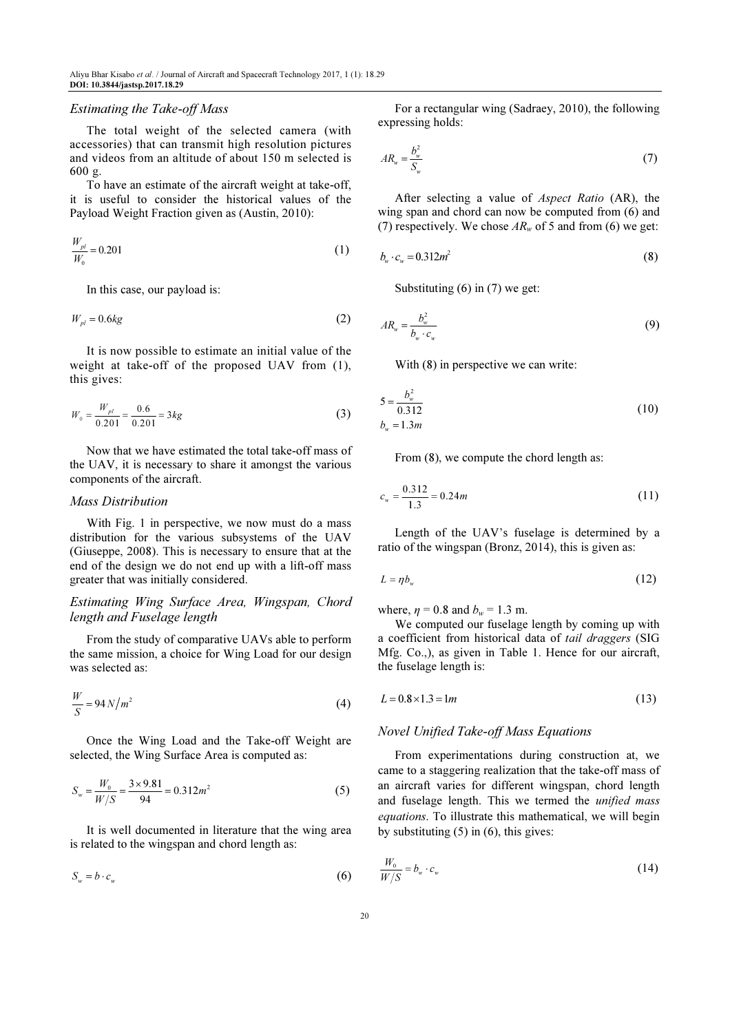### Estimating the Take-off Mass

The total weight of the selected camera (with accessories) that can transmit high resolution pictures and videos from an altitude of about 150 m selected is 600 g.

To have an estimate of the aircraft weight at take-off, it is useful to consider the historical values of the Payload Weight Fraction given as (Austin, 2010):

$$\frac{W_{pl}}{W_0} = 0.201 \tag{1}$$

In this case, our payload is:

$$W_{pl} = 0.6kg \tag{2}$$

It is now possible to estimate an initial value of the weight at take-off of the proposed UAV from (1), this gives:

$$W_0 = \frac{W_{pl}}{0.201} = \frac{0.6}{0.201} = 3kg \tag{3}$$

Now that we have estimated the total take-off mass of the UAV, it is necessary to share it amongst the various components of the aircraft.

### Mass Distribution

With Fig. 1 in perspective, we now must do a mass distribution for the various subsystems of the UAV (Giuseppe, 2008). This is necessary to ensure that at the end of the design we do not end up with a lift-off mass greater that was initially considered.

### Estimating Wing Surface Area, Wingspan, Chord length and Fuselage length

From the study of comparative UAVs able to perform the same mission, a choice for Wing Load for our design was selected as:

$$\frac{W}{S} = 94\, N/m^2 \tag{4}$$

Once the Wing Load and the Take-off Weight are selected, the Wing Surface Area is computed as:

$$S_w = \frac{W_0}{W/S} = \frac{3 \times 9.81}{94} = 0.312m^2 \tag{5}$$

It is well documented in literature that the wing area is related to the wingspan and chord length as:

$$S_w = b \cdot c_w \tag{6}$$

For a rectangular wing (Sadraey, 2010), the following expressing holds:

$$AR_w = \frac{b_w^2}{S_w} \tag{7}$$

After selecting a value of *Aspect Ratio* (AR), the wing span and chord can now be computed from (6) and (7) respectively. We chose $AR_w$ of 5 and from (6) we get:

$$b_w \cdot c_w = 0.312m^2 \tag{8}$$

Substituting (6) in (7) we get:

$$AR_w = \frac{b_w^2}{b_w \cdot c_w} \tag{9}$$

With (8) in perspective we can write:

$$5 = \frac{b_w^2}{0.312}$$
$$b_w = 1.3m \tag{10}$$

From (8), we compute the chord length as:

$$c_w = \frac{0.312}{1.3} = 0.24m \tag{11}$$

Length of the UAV's fuselage is determined by a ratio of the wingspan (Bronz, 2014), this is given as:

$$L = \eta b_w \tag{12}$$

where, $\eta = 0.8$ and $b_w = 1.3$ m.

We computed our fuselage length by coming up with a coefficient from historical data of *tail draggers* (SIG Mfg. Co.,), as given in Table 1. Hence for our aircraft, the fuselage length is:

$$L = 0.8 \times 1.3 = 1m \tag{13}$$

### Novel Unified Take-off Mass Equations

From experimentations during construction at, we came to a staggering realization that the take-off mass of an aircraft varies for different wingspan, chord length and fuselage length. This we termed the *unified mass equations*. To illustrate this mathematical, we will begin by substituting (5) in (6), this gives:

$$\frac{W_0}{W/S} = b_w \cdot c_w \tag{14}$$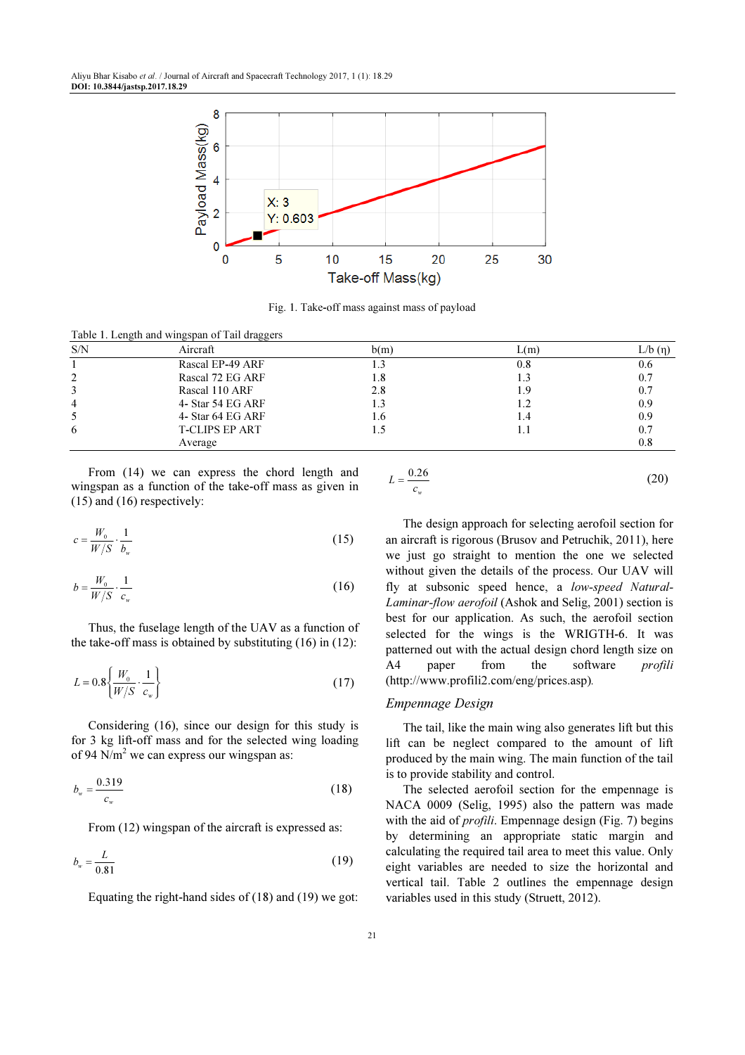Fig. 1. Take-off mass against mass of payload

Table 1. Length and wingspan of Tail draggers

| S/N | Aircraft | b(m) | L(m) | L/b (η) |
|---|---|---|---|---|
| 1 | Rascal EP-49 ARF | 1.3 | 0.8 | 0.6 |
| 2 | Rascal 72 EG ARF | 1.8 | 1.3 | 0.7 |
| 3 | Rascal 110 ARF | 2.8 | 1.9 | 0.7 |
| 4 | 4- Star 54 EG ARF | 1.3 | 1.2 | 0.9 |
| 5 | 4- Star 64 EG ARF | 1.6 | 1.4 | 0.9 |
| 6 | T-CLIPS EP ART | 1.5 | 1.1 | 0.7 |
| | Average | | | 0.8 |

From (14) we can express the chord length and wingspan as a function of the take-off mass as given in (15) and (16) respectively:

$$c = \frac{W_0}{W/S} \cdot \frac{1}{b_w} \tag{15}$$

$$b = \frac{W_0}{W/S} \cdot \frac{1}{c_w} \tag{16}$$

Thus, the fuselage length of the UAV as a function of the take-off mass is obtained by substituting (16) in (12):

$$L = 0.8\left\{\frac{W_0}{W/S} \cdot \frac{1}{c_w}\right\} \tag{17}$$

Considering (16), since our design for this study is for 3 kg lift-off mass and for the selected wing loading of 94 N/m$^2$ we can express our wingspan as:

$$b_w = \frac{0.319}{c_w} \tag{18}$$

From (12) wingspan of the aircraft is expressed as:

$$b_w = \frac{L}{0.81} \tag{19}$$

Equating the right-hand sides of (18) and (19) we got:

$$L = \frac{0.26}{c_w} \tag{20}$$

The design approach for selecting aerofoil section for an aircraft is rigorous (Brusov and Petruchik, 2011), here we just go straight to mention the one we selected without given the details of the process. Our UAV will fly at subsonic speed hence, a *low-speed Natural-Laminar-flow aerofoil* (Ashok and Selig, 2001) section is best for our application. As such, the aerofoil section selected for the wings is the WRIGTH-6. It was patterned out with the actual design chord length size on A4 paper from the software *profili* (http://www.profili2.com/eng/prices.asp).

### *Empennage Design*

The tail, like the main wing also generates lift but this lift can be neglect compared to the amount of lift produced by the main wing. The main function of the tail is to provide stability and control.

The selected aerofoil section for the empennage is NACA 0009 (Selig, 1995) also the pattern was made with the aid of *profili*. Empennage design (Fig. 7) begins by determining an appropriate static margin and calculating the required tail area to meet this value. Only eight variables are needed to size the horizontal and vertical tail. Table 2 outlines the empennage design variables used in this study (Struett, 2012).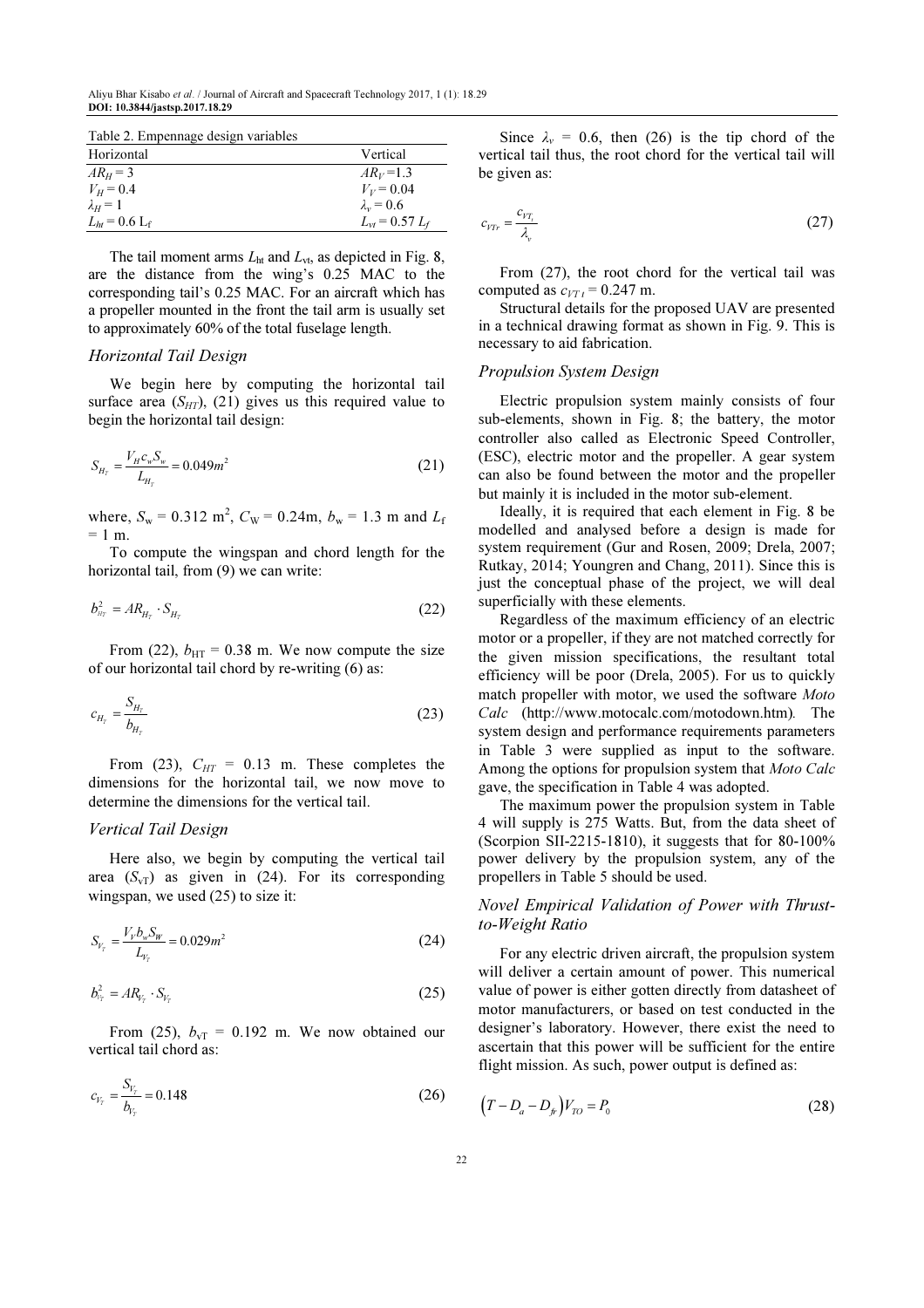Table 2. Empennage design variables

| Horizontal | Vertical |
|---|---|
| $AR_H = 3$ | $AR_V = 1.3$ |
| $V_H = 0.4$ | $V_V = 0.04$ |
| $\lambda_H = 1$ | $\lambda_v = 0.6$ |
| $L_{ht} = 0.6\ L_f$ | $L_{vt} = 0.57\ L_f$ |

The tail moment arms $L_{ht}$ and $L_{vt}$, as depicted in Fig. 8, are the distance from the wing's 0.25 MAC to the corresponding tail's 0.25 MAC. For an aircraft which has a propeller mounted in the front the tail arm is usually set to approximately 60% of the total fuselage length.

### Horizontal Tail Design

We begin here by computing the horizontal tail surface area ($S_{HT}$), (21) gives us this required value to begin the horizontal tail design:

$$S_{H_T} = \frac{V_H c_w S_w}{L_{H_T}} = 0.049 m^2 \tag{21}$$

where, $S_w = 0.312\ m^2$, $C_W = 0.24m$, $b_w = 1.3$ m and $L_f = 1$ m.

To compute the wingspan and chord length for the horizontal tail, from (9) we can write:

$$b_{H_T}^2 = AR_{H_T} \cdot S_{H_T} \tag{22}$$

From (22), $b_{HT} = 0.38$ m. We now compute the size of our horizontal tail chord by re-writing (6) as:

$$c_{H_T} = \frac{S_{H_T}}{b_{H_T}} \tag{23}$$

From (23), $C_{HT} = 0.13$ m. These completes the dimensions for the horizontal tail, we now move to determine the dimensions for the vertical tail.

### Vertical Tail Design

Here also, we begin by computing the vertical tail area ($S_{vT}$) as given in (24). For its corresponding wingspan, we used (25) to size it:

$$S_{V_T} = \frac{V_V b_w S_W}{L_{V_T}} = 0.029 m^2 \tag{24}$$

$$b_{V_T}^2 = AR_{V_T} \cdot S_{V_T} \tag{25}$$

From (25), $b_{VT} = 0.192$ m. We now obtained our vertical tail chord as:

$$c_{V_T} = \frac{S_{V_T}}{b_{V_T}} = 0.148 \tag{26}$$

Since $\lambda_v = 0.6$, then (26) is the tip chord of the vertical tail thus, the root chord for the vertical tail will be given as:

$$c_{VTr} = \frac{c_{VT_t}}{\lambda_v} \tag{27}$$

From (27), the root chord for the vertical tail was computed as $c_{VT\,t} = 0.247$ m.

Structural details for the proposed UAV are presented in a technical drawing format as shown in Fig. 9. This is necessary to aid fabrication.

### Propulsion System Design

Electric propulsion system mainly consists of four sub-elements, shown in Fig. 8; the battery, the motor controller also called as Electronic Speed Controller, (ESC), electric motor and the propeller. A gear system can also be found between the motor and the propeller but mainly it is included in the motor sub-element.

Ideally, it is required that each element in Fig. 8 be modelled and analysed before a design is made for system requirement (Gur and Rosen, 2009; Drela, 2007; Rutkay, 2014; Youngren and Chang, 2011). Since this is just the conceptual phase of the project, we will deal superficially with these elements.

Regardless of the maximum efficiency of an electric motor or a propeller, if they are not matched correctly for the given mission specifications, the resultant total efficiency will be poor (Drela, 2005). For us to quickly match propeller with motor, we used the software *Moto Calc* (http://www.motocalc.com/motodown.htm). The system design and performance requirements parameters in Table 3 were supplied as input to the software. Among the options for propulsion system that *Moto Calc* gave, the specification in Table 4 was adopted.

The maximum power the propulsion system in Table 4 will supply is 275 Watts. But, from the data sheet of (Scorpion SII-2215-1810), it suggests that for 80-100% power delivery by the propulsion system, any of the propellers in Table 5 should be used.

### Novel Empirical Validation of Power with Thrust-to-Weight Ratio

For any electric driven aircraft, the propulsion system will deliver a certain amount of power. This numerical value of power is either gotten directly from datasheet of motor manufacturers, or based on test conducted in the designer's laboratory. However, there exist the need to ascertain that this power will be sufficient for the entire flight mission. As such, power output is defined as:

$$\left(T - D_a - D_{fr}\right) V_{TO} = P_0 \tag{28}$$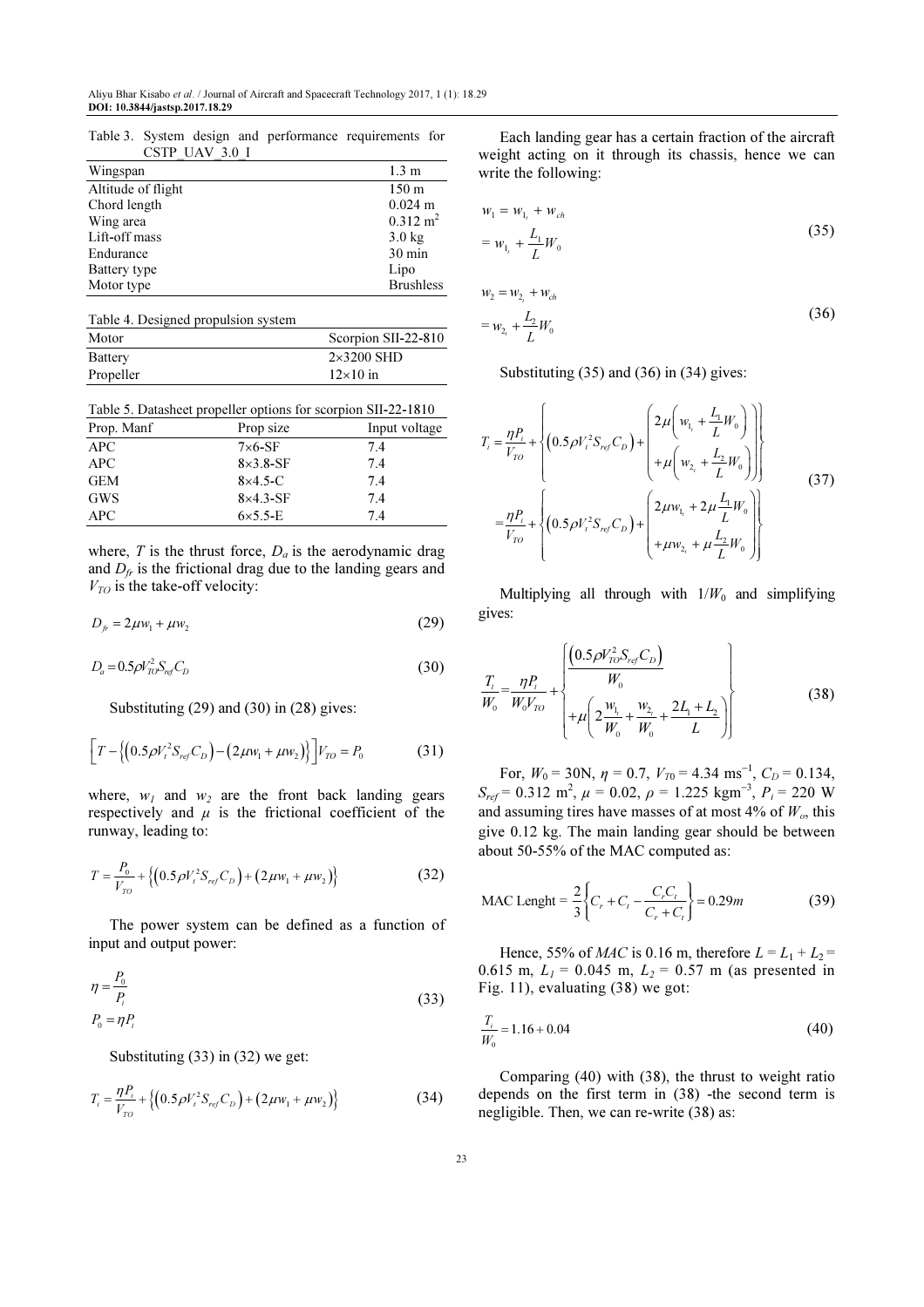Table 3. System design and performance requirements for CSTP_UAV_3.0_I

| | |
|---|---|
| Wingspan | 1.3 m |
| Altitude of flight | 150 m |
| Chord length | 0.024 m |
| Wing area | 0.312 m$^2$ |
| Lift-off mass | 3.0 kg |
| Endurance | 30 min |
| Battery type | Lipo |
| Motor type | Brushless |

Table 4. Designed propulsion system

| | |
|---|---|
| Motor | Scorpion SII-22-810 |
| Battery | 2×3200 SHD |
| Propeller | 12×10 in |

Table 5. Datasheet propeller options for scorpion SII-22-1810

| Prop. Manf | Prop size | Input voltage |
|---|---|---|
| APC | 7×6-SF | 7.4 |
| APC | 8×3.8-SF | 7.4 |
| GEM | 8×4.5-C | 7.4 |
| GWS | 8×4.3-SF | 7.4 |
| APC | 6×5.5-E | 7.4 |

where, $T$ is the thrust force, $D_a$ is the aerodynamic drag and $D_{fr}$ is the frictional drag due to the landing gears and $V_{TO}$ is the take-off velocity:

$$D_{fr} = 2\mu w_1 + \mu w_2 \tag{29}$$

$$D_a = 0.5\rho V_{TO}^2 S_{ref} C_D \tag{30}$$

Substituting (29) and (30) in (28) gives:

$$\left[T - \left\{\left(0.5\rho V_t^2 S_{ref} C_D\right) - \left(2\mu w_1 + \mu w_2\right)\right\}\right] V_{TO} = P_0 \tag{31}$$

where, $w_1$ and $w_2$ are the front back landing gears respectively and $\mu$ is the frictional coefficient of the runway, leading to:

$$T = \frac{P_0}{V_{TO}} + \left\{\left(0.5\rho V_t^2 S_{ref} C_D\right) + \left(2\mu w_1 + \mu w_2\right)\right\} \tag{32}$$

The power system can be defined as a function of input and output power:

$$\eta = \frac{P_0}{P_i} \qquad P_0 = \eta P_i \tag{33}$$

Substituting (33) in (32) we get:

$$T_i = \frac{\eta P_i}{V_{TO}} + \left\{\left(0.5\rho V_t^2 S_{ref} C_D\right) + \left(2\mu w_1 + \mu w_2\right)\right\} \tag{34}$$

Each landing gear has a certain fraction of the aircraft weight acting on it through its chassis, hence we can write the following:

$$w_1 = w_{1_t} + w_{ch} = w_{1_t} + \frac{L_1}{L} W_0 \tag{35}$$

$$w_2 = w_{2_t} + w_{ch} = w_{2_t} + \frac{L_2}{L} W_0 \tag{36}$$

Substituting (35) and (36) in (34) gives:

$$T_i = \frac{\eta P_i}{V_{TO}} + \left\{\left(0.5\rho V_t^2 S_{ref} C_D\right) + \left(\begin{array}{c} 2\mu\left(w_{1_t} + \frac{L_1}{L} W_0\right) \\ +\mu\left(w_{2_t} + \frac{L_2}{L} W_0\right) \end{array}\right)\right\} = \frac{\eta P_i}{V_{TO}} + \left\{\left(0.5\rho V_t^2 S_{ref} C_D\right) + \left(\begin{array}{c} 2\mu w_{1_t} + 2\mu \frac{L_1}{L} W_0 \\ +\mu w_{2_t} + \mu \frac{L_2}{L} W_0 \end{array}\right)\right\} \tag{37}$$

Multiplying all through with $1/W_0$ and simplifying gives:

$$\frac{T_i}{W_0} = \frac{\eta P_i}{W_0 V_{TO}} + \left\{\begin{array}{c} \frac{\left(0.5\rho V_{TO}^2 S_{ref} C_D\right)}{W_0} \\ +\mu\left(2\frac{w_{1_t}}{W_0} + \frac{w_{2_t}}{W_0} + \frac{2L_1 + L_2}{L}\right) \end{array}\right\} \tag{38}$$

For, $W_0$ = 30N, $\eta$ = 0.7, $V_{T0}$ = 4.34 ms$^{-1}$, $C_D$ = 0.134, $S_{ref}$ = 0.312 m$^2$, $\mu$ = 0.02, $\rho$ = 1.225 kgm$^{-3}$, $P_i$ = 220 W and assuming tires have masses of at most 4% of $W_o$, this give 0.12 kg. The main landing gear should be between about 50-55% of the MAC computed as:

$$\text{MAC Lenght} = \frac{2}{3}\left\{C_r + C_t - \frac{C_r C_t}{C_r + C_t}\right\} = 0.29m \tag{39}$$

Hence, 55% of *MAC* is 0.16 m, therefore $L = L_1 + L_2$ = 0.615 m, $L_1$ = 0.045 m, $L_2$ = 0.57 m (as presented in Fig. 11), evaluating (38) we got:

$$\frac{T_i}{W_0} = 1.16 + 0.04 \tag{40}$$

Comparing (40) with (38), the thrust to weight ratio depends on the first term in (38) -the second term is negligible. Then, we can re-write (38) as: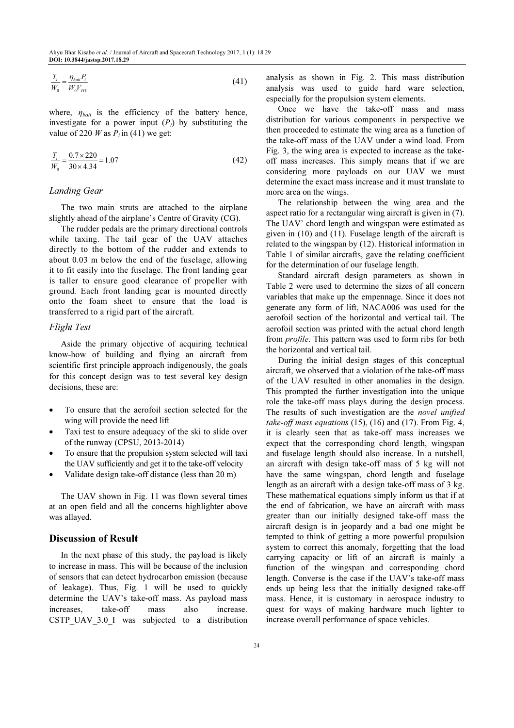$$\frac{T_i}{W_0} = \frac{\eta_{batt} P_i}{W_0 V_{TO}} \tag{41}$$

where, $\eta_{batt}$ is the efficiency of the battery hence, investigate for a power input ($P_i$) by substituting the value of 220 *W* as $P_i$ in (41) we get:

$$\frac{T_i}{W_0} = \frac{0.7 \times 220}{30 \times 4.34} = 1.07 \tag{42}$$

### *Landing Gear*

The two main struts are attached to the airplane slightly ahead of the airplane's Centre of Gravity (CG).

The rudder pedals are the primary directional controls while taxing. The tail gear of the UAV attaches directly to the bottom of the rudder and extends to about 0.03 m below the end of the fuselage, allowing it to fit easily into the fuselage. The front landing gear is taller to ensure good clearance of propeller with ground. Each front landing gear is mounted directly onto the foam sheet to ensure that the load is transferred to a rigid part of the aircraft.

### *Flight Test*

Aside the primary objective of acquiring technical know-how of building and flying an aircraft from scientific first principle approach indigenously, the goals for this concept design was to test several key design decisions, these are:

- To ensure that the aerofoil section selected for the wing will provide the need lift
- Taxi test to ensure adequacy of the ski to slide over of the runway (CPSU, 2013-2014)
- To ensure that the propulsion system selected will taxi the UAV sufficiently and get it to the take-off velocity
- Validate design take-off distance (less than 20 m)

The UAV shown in Fig. 11 was flown several times at an open field and all the concerns highlighter above was allayed.

## Discussion of Result

In the next phase of this study, the payload is likely to increase in mass. This will be because of the inclusion of sensors that can detect hydrocarbon emission (because of leakage). Thus, Fig. 1 will be used to quickly determine the UAV's take-off mass. As payload mass increases, take-off mass also increase. CSTP_UAV_3.0_I was subjected to a distribution analysis as shown in Fig. 2. This mass distribution analysis was used to guide hard ware selection, especially for the propulsion system elements.

Once we have the take-off mass and mass distribution for various components in perspective we then proceeded to estimate the wing area as a function of the take-off mass of the UAV under a wind load. From Fig. 3, the wing area is expected to increase as the take-off mass increases. This simply means that if we are considering more payloads on our UAV we must determine the exact mass increase and it must translate to more area on the wings.

The relationship between the wing area and the aspect ratio for a rectangular wing aircraft is given in (7). The UAV' chord length and wingspan were estimated as given in (10) and (11). Fuselage length of the aircraft is related to the wingspan by (12). Historical information in Table 1 of similar aircrafts, gave the relating coefficient for the determination of our fuselage length.

Standard aircraft design parameters as shown in Table 2 were used to determine the sizes of all concern variables that make up the empennage. Since it does not generate any form of lift, NACA006 was used for the aerofoil section of the horizontal and vertical tail. The aerofoil section was printed with the actual chord length from *profile*. This pattern was used to form ribs for both the horizontal and vertical tail.

During the initial design stages of this conceptual aircraft, we observed that a violation of the take-off mass of the UAV resulted in other anomalies in the design. This prompted the further investigation into the unique role the take-off mass plays during the design process. The results of such investigation are the *novel unified take-off mass equations* (15), (16) and (17). From Fig. 4, it is clearly seen that as take-off mass increases we expect that the corresponding chord length, wingspan and fuselage length should also increase. In a nutshell, an aircraft with design take-off mass of 5 kg will not have the same wingspan, chord length and fuselage length as an aircraft with a design take-off mass of 3 kg. These mathematical equations simply inform us that if at the end of fabrication, we have an aircraft with mass greater than our initially designed take-off mass the aircraft design is in jeopardy and a bad one might be tempted to think of getting a more powerful propulsion system to correct this anomaly, forgetting that the load carrying capacity or lift of an aircraft is mainly a function of the wingspan and corresponding chord length. Converse is the case if the UAV's take-off mass ends up being less that the initially designed take-off mass. Hence, it is customary in aerospace industry to quest for ways of making hardware much lighter to increase overall performance of space vehicles.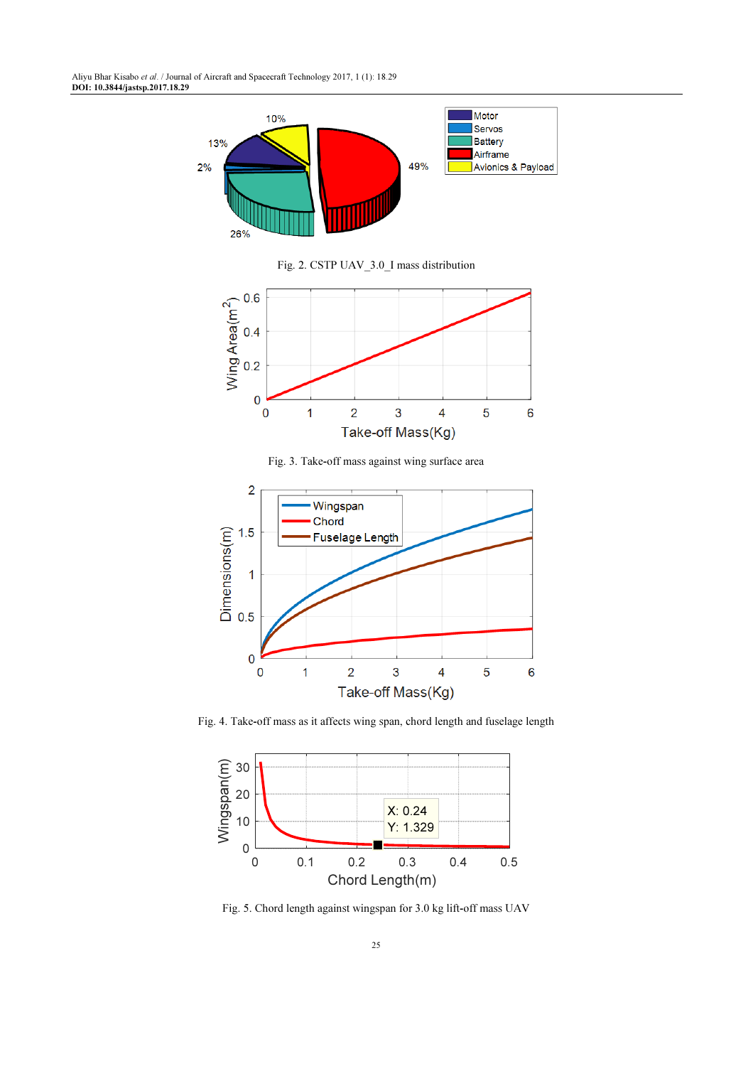Fig. 2. CSTP UAV_3.0_I mass distribution

Fig. 3. Take-off mass against wing surface area

Fig. 4. Take-off mass as it affects wing span, chord length and fuselage length

Fig. 5. Chord length against wingspan for 3.0 kg lift-off mass UAV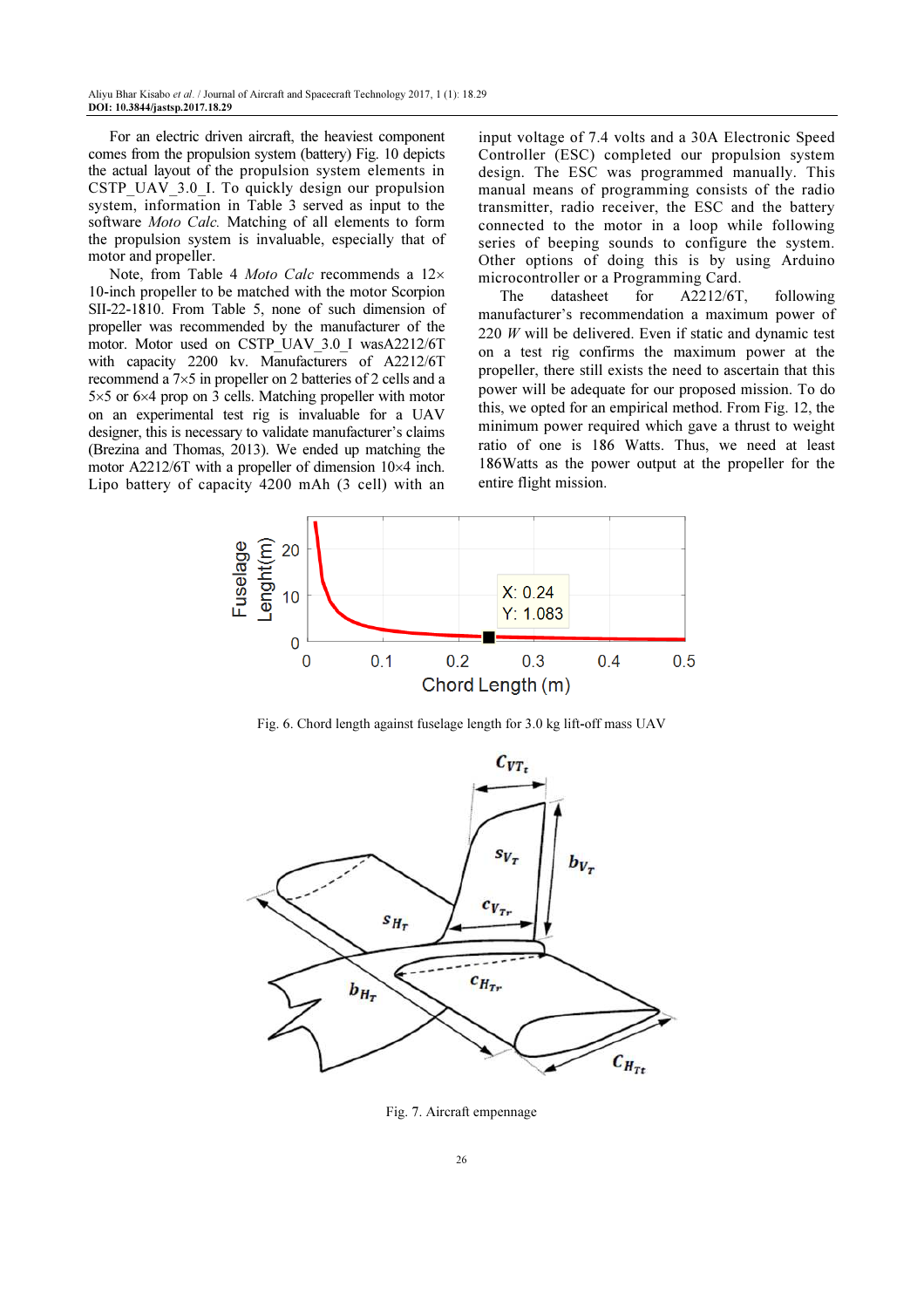For an electric driven aircraft, the heaviest component comes from the propulsion system (battery) Fig. 10 depicts the actual layout of the propulsion system elements in CSTP_UAV_3.0_I. To quickly design our propulsion system, information in Table 3 served as input to the software *Moto Calc.* Matching of all elements to form the propulsion system is invaluable, especially that of motor and propeller.

Note, from Table 4 *Moto Calc* recommends a 12×10-inch propeller to be matched with the motor Scorpion SII-22-1810. From Table 5, none of such dimension of propeller was recommended by the manufacturer of the motor. Motor used on CSTP_UAV_3.0_I wasA2212/6T with capacity 2200 kv. Manufacturers of A2212/6T recommend a 7×5 in propeller on 2 batteries of 2 cells and a 5×5 or 6×4 prop on 3 cells. Matching propeller with motor on an experimental test rig is invaluable for a UAV designer, this is necessary to validate manufacturer's claims (Brezina and Thomas, 2013). We ended up matching the motor A2212/6T with a propeller of dimension 10×4 inch. Lipo battery of capacity 4200 mAh (3 cell) with an input voltage of 7.4 volts and a 30A Electronic Speed Controller (ESC) completed our propulsion system design. The ESC was programmed manually. This manual means of programming consists of the radio transmitter, radio receiver, the ESC and the battery connected to the motor in a loop while following series of beeping sounds to configure the system. Other options of doing this is by using Arduino microcontroller or a Programming Card.

The datasheet for A2212/6T, following manufacturer's recommendation a maximum power of 220 *W* will be delivered. Even if static and dynamic test on a test rig confirms the maximum power at the propeller, there still exists the need to ascertain that this power will be adequate for our proposed mission. To do this, we opted for an empirical method. From Fig. 12, the minimum power required which gave a thrust to weight ratio of one is 186 Watts. Thus, we need at least 186Watts as the power output at the propeller for the entire flight mission.

Fig. 6. Chord length against fuselage length for 3.0 kg lift-off mass UAV

Fig. 7. Aircraft empennage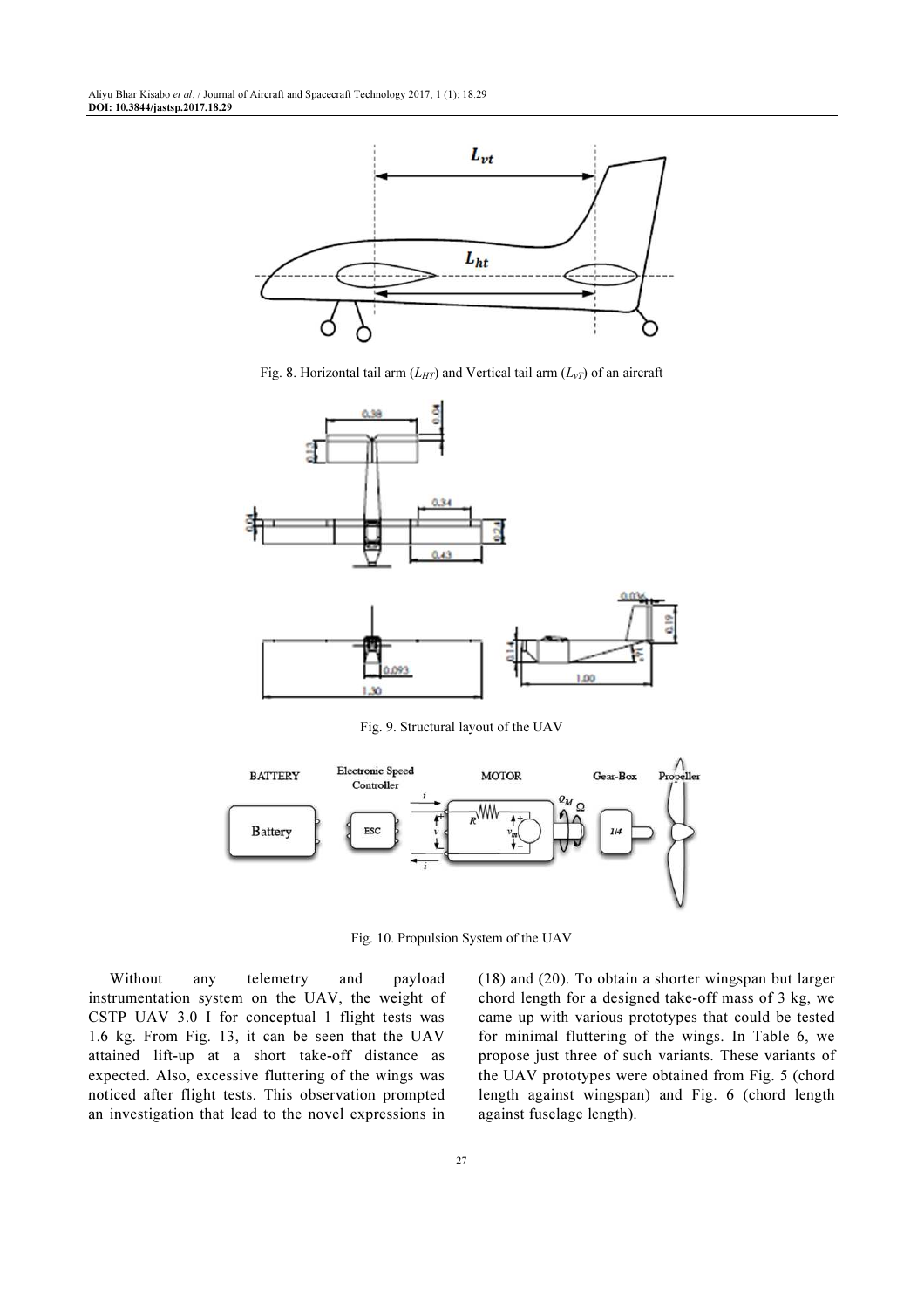Fig. 8. Horizontal tail arm ($L_{HT}$) and Vertical tail arm ($L_{VT}$) of an aircraft

Fig. 9. Structural layout of the UAV

Fig. 10. Propulsion System of the UAV

Without any telemetry and payload instrumentation system on the UAV, the weight of CSTP_UAV_3.0_I for conceptual 1 flight tests was 1.6 kg. From Fig. 13, it can be seen that the UAV attained lift-up at a short take-off distance as expected. Also, excessive fluttering of the wings was noticed after flight tests. This observation prompted an investigation that lead to the novel expressions in (18) and (20). To obtain a shorter wingspan but larger chord length for a designed take-off mass of 3 kg, we came up with various prototypes that could be tested for minimal fluttering of the wings. In Table 6, we propose just three of such variants. These variants of the UAV prototypes were obtained from Fig. 5 (chord length against wingspan) and Fig. 6 (chord length against fuselage length).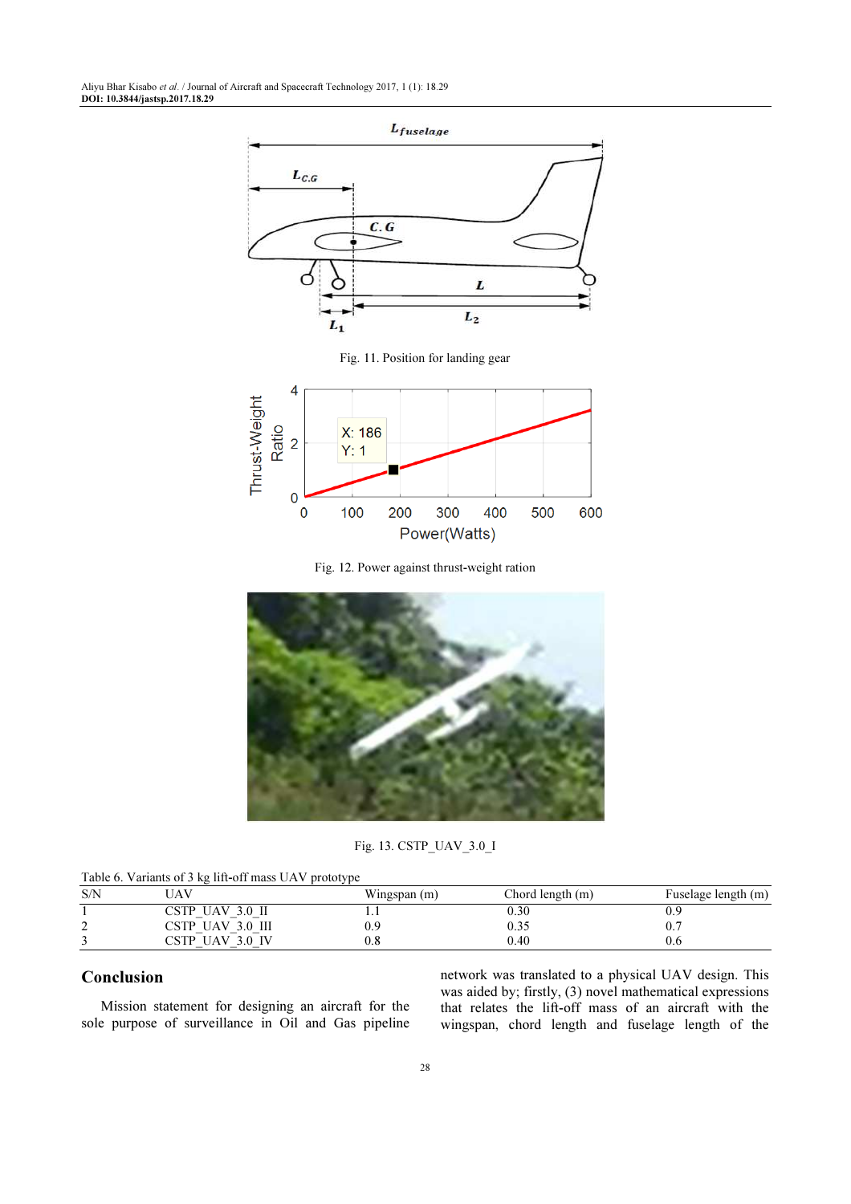Fig. 11. Position for landing gear

Fig. 12. Power against thrust-weight ration

Fig. 13. CSTP_UAV_3.0_I

Table 6. Variants of 3 kg lift-off mass UAV prototype

| S/N | UAV | Wingspan (m) | Chord length (m) | Fuselage length (m) |
|---|---|---|---|---|
| 1 | CSTP_UAV_3.0_II | 1.1 | 0.30 | 0.9 |
| 2 | CSTP_UAV_3.0_III | 0.9 | 0.35 | 0.7 |
| 3 | CSTP_UAV_3.0_IV | 0.8 | 0.40 | 0.6 |

## Conclusion

Mission statement for designing an aircraft for the sole purpose of surveillance in Oil and Gas pipeline network was translated to a physical UAV design. This was aided by; firstly, (3) novel mathematical expressions that relates the lift-off mass of an aircraft with the wingspan, chord length and fuselage length of the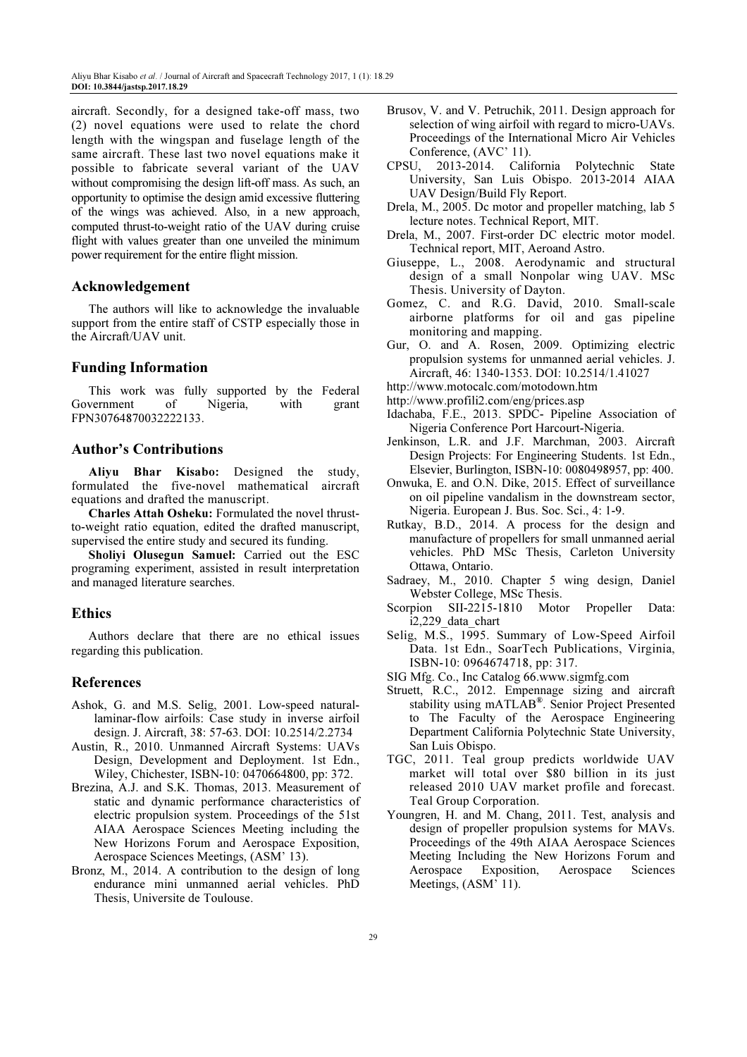aircraft. Secondly, for a designed take-off mass, two (2) novel equations were used to relate the chord length with the wingspan and fuselage length of the same aircraft. These last two novel equations make it possible to fabricate several variant of the UAV without compromising the design lift-off mass. As such, an opportunity to optimise the design amid excessive fluttering of the wings was achieved. Also, in a new approach, computed thrust-to-weight ratio of the UAV during cruise flight with values greater than one unveiled the minimum power requirement for the entire flight mission.

## Acknowledgement

The authors will like to acknowledge the invaluable support from the entire staff of CSTP especially those in the Aircraft/UAV unit.

## Funding Information

This work was fully supported by the Federal Government of Nigeria, with grant FPN30764870032222133.

## Author's Contributions

**Aliyu Bhar Kisabo:** Designed the study, formulated the five-novel mathematical aircraft equations and drafted the manuscript.

**Charles Attah Osheku:** Formulated the novel thrust-to-weight ratio equation, edited the drafted manuscript, supervised the entire study and secured its funding.

**Sholiyi Olusegun Samuel:** Carried out the ESC programing experiment, assisted in result interpretation and managed literature searches.

## Ethics

Authors declare that there are no ethical issues regarding this publication.

## References

Ashok, G. and M.S. Selig, 2001. Low-speed natural-laminar-flow airfoils: Case study in inverse airfoil design. J. Aircraft, 38: 57-63. DOI: 10.2514/2.2734

Austin, R., 2010. Unmanned Aircraft Systems: UAVs Design, Development and Deployment. 1st Edn., Wiley, Chichester, ISBN-10: 0470664800, pp: 372.

Brezina, A.J. and S.K. Thomas, 2013. Measurement of static and dynamic performance characteristics of electric propulsion system. Proceedings of the 51st AIAA Aerospace Sciences Meeting including the New Horizons Forum and Aerospace Exposition, Aerospace Sciences Meetings, (ASM' 13).

Bronz, M., 2014. A contribution to the design of long endurance mini unmanned aerial vehicles. PhD Thesis, Universite de Toulouse.

Brusov, V. and V. Petruchik, 2011. Design approach for selection of wing airfoil with regard to micro-UAVs. Proceedings of the International Micro Air Vehicles Conference, (AVC' 11).

CPSU, 2013-2014. California Polytechnic State University, San Luis Obispo. 2013-2014 AIAA UAV Design/Build Fly Report.

Drela, M., 2005. Dc motor and propeller matching, lab 5 lecture notes. Technical Report, MIT.

Drela, M., 2007. First-order DC electric motor model. Technical report, MIT, Aeroand Astro.

Giuseppe, L., 2008. Aerodynamic and structural design of a small Nonpolar wing UAV. MSc Thesis. University of Dayton.

Gomez, C. and R.G. David, 2010. Small-scale airborne platforms for oil and gas pipeline monitoring and mapping.

Gur, O. and A. Rosen, 2009. Optimizing electric propulsion systems for unmanned aerial vehicles. J. Aircraft, 46: 1340-1353. DOI: 10.2514/1.41027

http://www.motocalc.com/motodown.htm

http://www.profili2.com/eng/prices.asp

Idachaba, F.E., 2013. SPDC- Pipeline Association of Nigeria Conference Port Harcourt-Nigeria.

Jenkinson, L.R. and J.F. Marchman, 2003. Aircraft Design Projects: For Engineering Students. 1st Edn., Elsevier, Burlington, ISBN-10: 0080498957, pp: 400.

Onwuka, E. and O.N. Dike, 2015. Effect of surveillance on oil pipeline vandalism in the downstream sector, Nigeria. European J. Bus. Soc. Sci., 4: 1-9.

Rutkay, B.D., 2014. A process for the design and manufacture of propellers for small unmanned aerial vehicles. PhD MSc Thesis, Carleton University Ottawa, Ontario.

Sadraey, M., 2010. Chapter 5 wing design, Daniel Webster College, MSc Thesis.

Scorpion SII-2215-1810 Motor Propeller Data: i2,229_data_chart

Selig, M.S., 1995. Summary of Low-Speed Airfoil Data. 1st Edn., SoarTech Publications, Virginia, ISBN-10: 0964674718, pp: 317.

SIG Mfg. Co., Inc Catalog 66.www.sigmfg.com

Struett, R.C., 2012. Empennage sizing and aircraft stability using mATLAB®. Senior Project Presented to The Faculty of the Aerospace Engineering Department California Polytechnic State University, San Luis Obispo.

TGC, 2011. Teal group predicts worldwide UAV market will total over $80 billion in its just released 2010 UAV market profile and forecast. Teal Group Corporation.

Youngren, H. and M. Chang, 2011. Test, analysis and design of propeller propulsion systems for MAVs. Proceedings of the 49th AIAA Aerospace Sciences Meeting Including the New Horizons Forum and Aerospace Exposition, Aerospace Sciences Meetings, (ASM' 11).